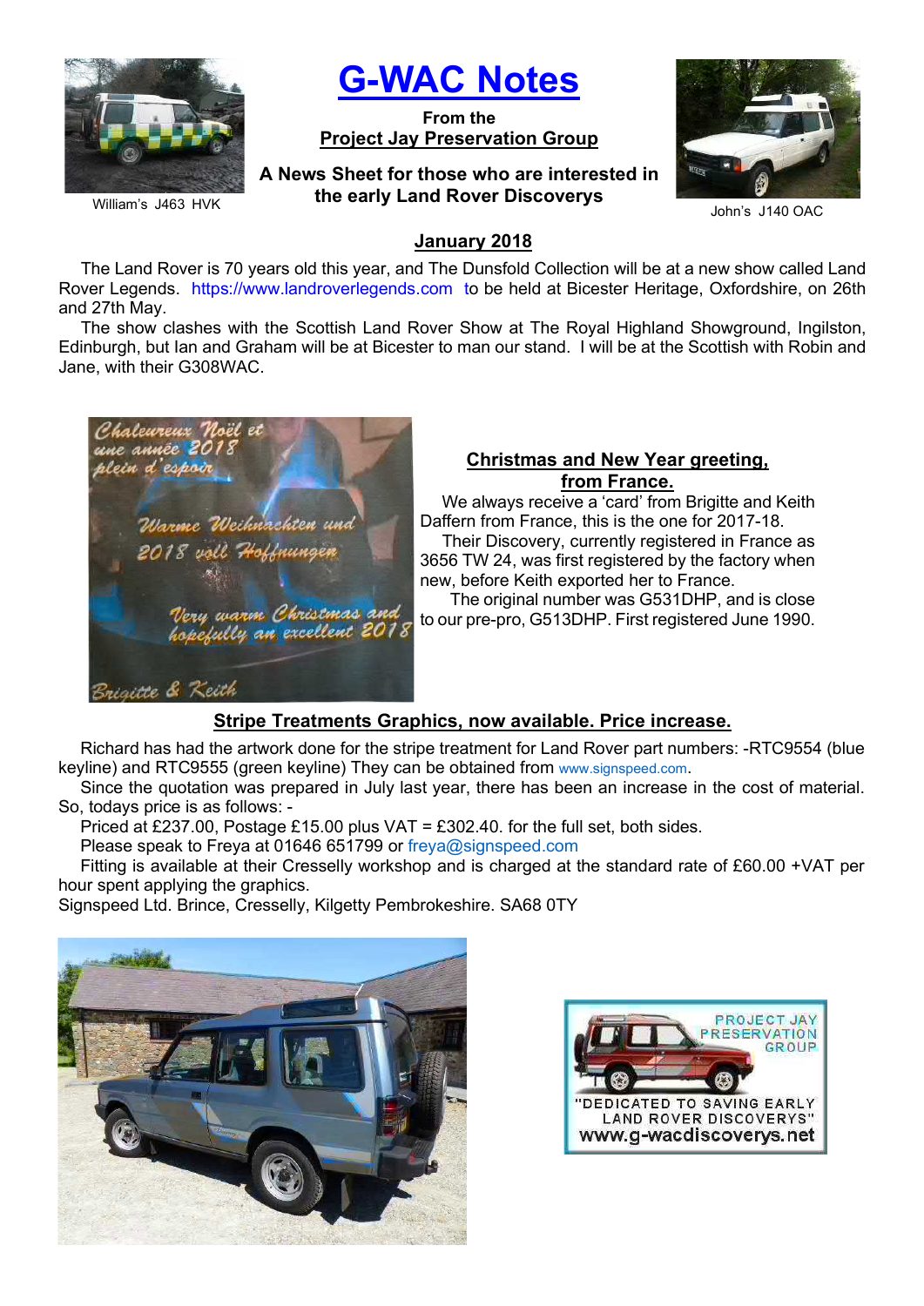# G-WAC Notes

**From the**
**Project Jay Preservation Group**

**A News Sheet for those who are interested in the early Land Rover Discoverys**

William's J463 HVK

John's J140 OAC

## January 2018

The Land Rover is 70 years old this year, and The Dunsfold Collection will be at a new show called Land Rover Legends. https://www.landroverlegends.com to be held at Bicester Heritage, Oxfordshire, on 26th and 27th May.

The show clashes with the Scottish Land Rover Show at The Royal Highland Showground, Ingilston, Edinburgh, but Ian and Graham will be at Bicester to man our stand. I will be at the Scottish with Robin and Jane, with their G308WAC.

## Christmas and New Year greeting, from France.

We always receive a 'card' from Brigitte and Keith Daffern from France, this is the one for 2017-18.

Their Discovery, currently registered in France as 3656 TW 24, was first registered by the factory when new, before Keith exported her to France.

The original number was G531DHP, and is close to our pre-pro, G513DHP. First registered June 1990.

## Stripe Treatments Graphics, now available. Price increase.

Richard has had the artwork done for the stripe treatment for Land Rover part numbers: -RTC9554 (blue keyline) and RTC9555 (green keyline) They can be obtained from www.signspeed.com.

Since the quotation was prepared in July last year, there has been an increase in the cost of material. So, todays price is as follows: -

Priced at £237.00, Postage £15.00 plus VAT = £302.40. for the full set, both sides.

Please speak to Freya at 01646 651799 or freya@signspeed.com

Fitting is available at their Cresselly workshop and is charged at the standard rate of £60.00 +VAT per hour spent applying the graphics.

Signspeed Ltd. Brince, Cresselly, Kilgetty Pembrokeshire. SA68 0TY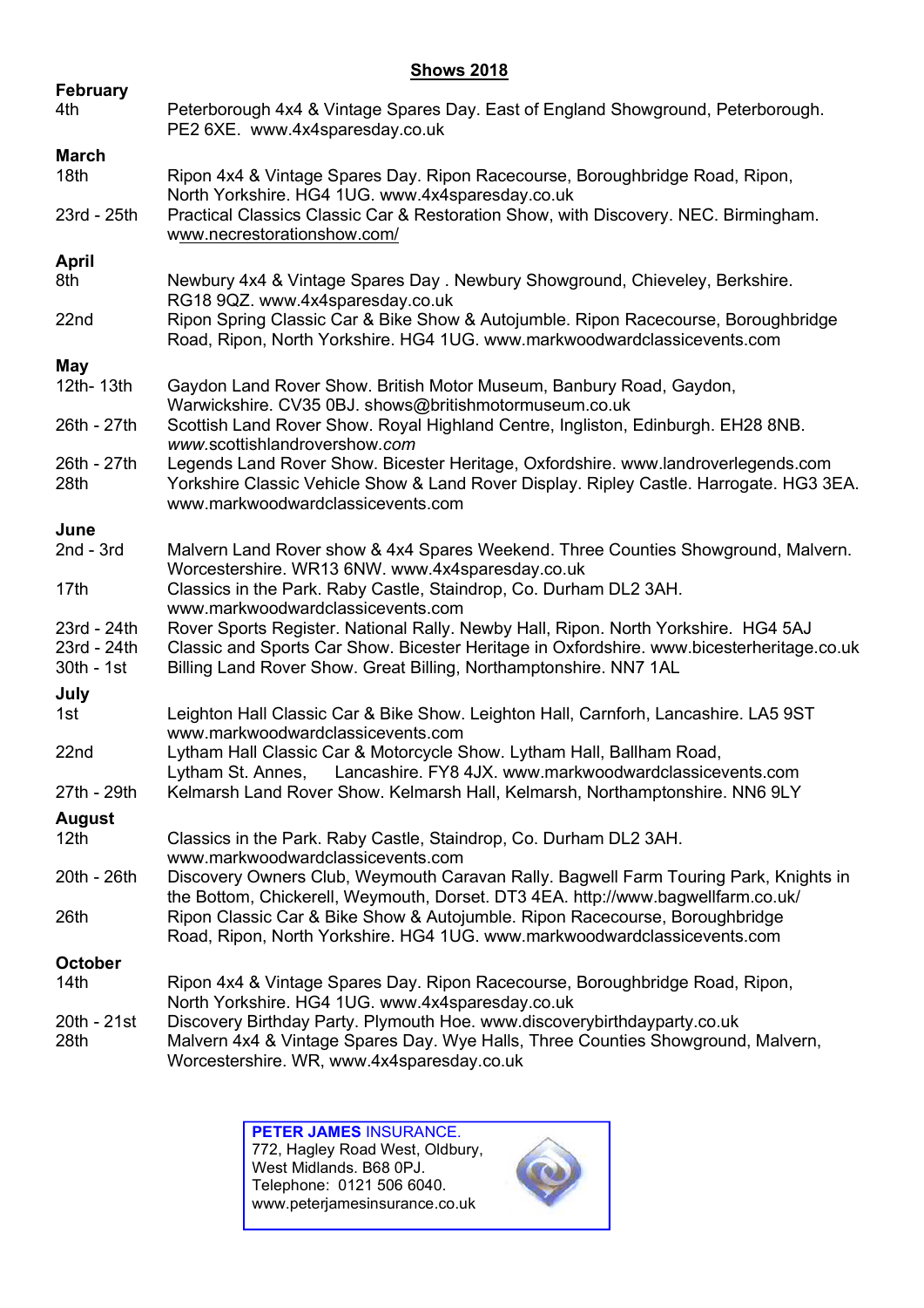# Shows 2018

**February**

4th — Peterborough 4x4 & Vintage Spares Day. East of England Showground, Peterborough. PE2 6XE. www.4x4sparesday.co.uk

**March**

18th — Ripon 4x4 & Vintage Spares Day. Ripon Racecourse, Boroughbridge Road, Ripon, North Yorkshire. HG4 1UG. www.4x4sparesday.co.uk

23rd - 25th — Practical Classics Classic Car & Restoration Show, with Discovery. NEC. Birmingham. www.necrestorationshow.com/

**April**

8th — Newbury 4x4 & Vintage Spares Day . Newbury Showground, Chieveley, Berkshire. RG18 9QZ. www.4x4sparesday.co.uk

22nd — Ripon Spring Classic Car & Bike Show & Autojumble. Ripon Racecourse, Boroughbridge Road, Ripon, North Yorkshire. HG4 1UG. www.markwoodwardclassicevents.com

**May**

12th- 13th — Gaydon Land Rover Show. British Motor Museum, Banbury Road, Gaydon, Warwickshire. CV35 0BJ. shows@britishmotormuseum.co.uk

26th - 27th — Scottish Land Rover Show. Royal Highland Centre, Ingliston, Edinburgh. EH28 8NB. *www.*scottishlandrovershow*.com*

26th - 27th — Legends Land Rover Show. Bicester Heritage, Oxfordshire. www.landroverlegends.com

28th — Yorkshire Classic Vehicle Show & Land Rover Display. Ripley Castle. Harrogate. HG3 3EA. www.markwoodwardclassicevents.com

**June**

2nd - 3rd — Malvern Land Rover show & 4x4 Spares Weekend. Three Counties Showground, Malvern. Worcestershire. WR13 6NW. www.4x4sparesday.co.uk

17th — Classics in the Park. Raby Castle, Staindrop, Co. Durham DL2 3AH. www.markwoodwardclassicevents.com

23rd - 24th — Rover Sports Register. National Rally. Newby Hall, Ripon. North Yorkshire. HG4 5AJ

23rd - 24th — Classic and Sports Car Show. Bicester Heritage in Oxfordshire. www.bicesterheritage.co.uk

30th - 1st — Billing Land Rover Show. Great Billing, Northamptonshire. NN7 1AL

**July**

1st — Leighton Hall Classic Car & Bike Show. Leighton Hall, Carnforh, Lancashire. LA5 9ST www.markwoodwardclassicevents.com

22nd — Lytham Hall Classic Car & Motorcycle Show. Lytham Hall, Ballham Road, Lytham St. Annes, Lancashire. FY8 4JX. www.markwoodwardclassicevents.com

27th - 29th — Kelmarsh Land Rover Show. Kelmarsh Hall, Kelmarsh, Northamptonshire. NN6 9LY

**August**

12th — Classics in the Park. Raby Castle, Staindrop, Co. Durham DL2 3AH. www.markwoodwardclassicevents.com

20th - 26th — Discovery Owners Club, Weymouth Caravan Rally. Bagwell Farm Touring Park, Knights in the Bottom, Chickerell, Weymouth, Dorset. DT3 4EA. http://www.bagwellfarm.co.uk/

26th — Ripon Classic Car & Bike Show & Autojumble. Ripon Racecourse, Boroughbridge Road, Ripon, North Yorkshire. HG4 1UG. www.markwoodwardclassicevents.com

**October**

14th — Ripon 4x4 & Vintage Spares Day. Ripon Racecourse, Boroughbridge Road, Ripon, North Yorkshire. HG4 1UG. www.4x4sparesday.co.uk

20th - 21st — Discovery Birthday Party. Plymouth Hoe. www.discoverybirthdayparty.co.uk

28th — Malvern 4x4 & Vintage Spares Day. Wye Halls, Three Counties Showground, Malvern, Worcestershire. WR, www.4x4sparesday.co.uk

**PETER JAMES** INSURANCE.
772, Hagley Road West, Oldbury,
West Midlands. B68 0PJ.
Telephone: 0121 506 6040.
www.peterjamesinsurance.co.uk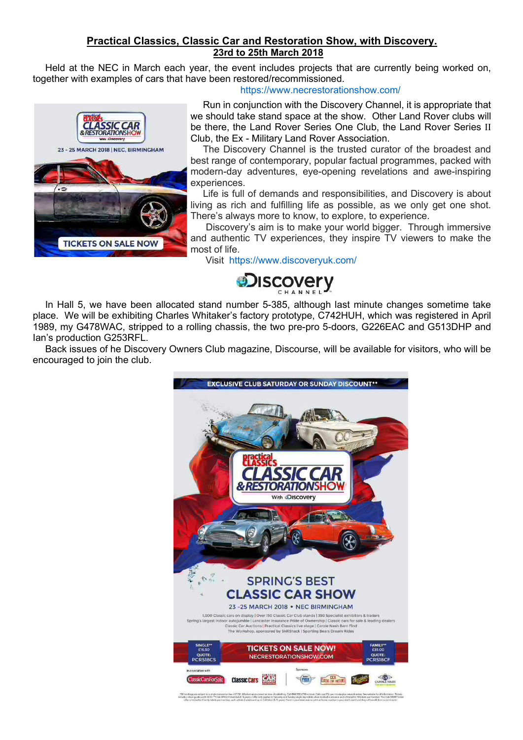# Practical Classics, Classic Car and Restoration Show, with Discovery.
## 23rd to 25th March 2018

Held at the NEC in March each year, the event includes projects that are currently being worked on, together with examples of cars that have been restored/recommissioned.

https://www.necrestorationshow.com/

Run in conjunction with the Discovery Channel, it is appropriate that we should take stand space at the show. Other Land Rover clubs will be there, the Land Rover Series One Club, the Land Rover Series II Club, the Ex - Military Land Rover Association.

The Discovery Channel is the trusted curator of the broadest and best range of contemporary, popular factual programmes, packed with modern-day adventures, eye-opening revelations and awe-inspiring experiences.

Life is full of demands and responsibilities, and Discovery is about living as rich and fulfilling life as possible, as we only get one shot. There's always more to know, to explore, to experience.

Discovery's aim is to make your world bigger. Through immersive and authentic TV experiences, they inspire TV viewers to make the most of life.

Visit https://www.discoveryuk.com/

In Hall 5, we have been allocated stand number 5-385, although last minute changes sometime take place. We will be exhibiting Charles Whitaker's factory prototype, C742HUH, which was registered in April 1989, my G478WAC, stripped to a rolling chassis, the two pre-pro 5-doors, G226EAC and G513DHP and Ian's production G253RFL.

Back issues of he Discovery Owners Club magazine, Discourse, will be available for visitors, who will be encouraged to join the club.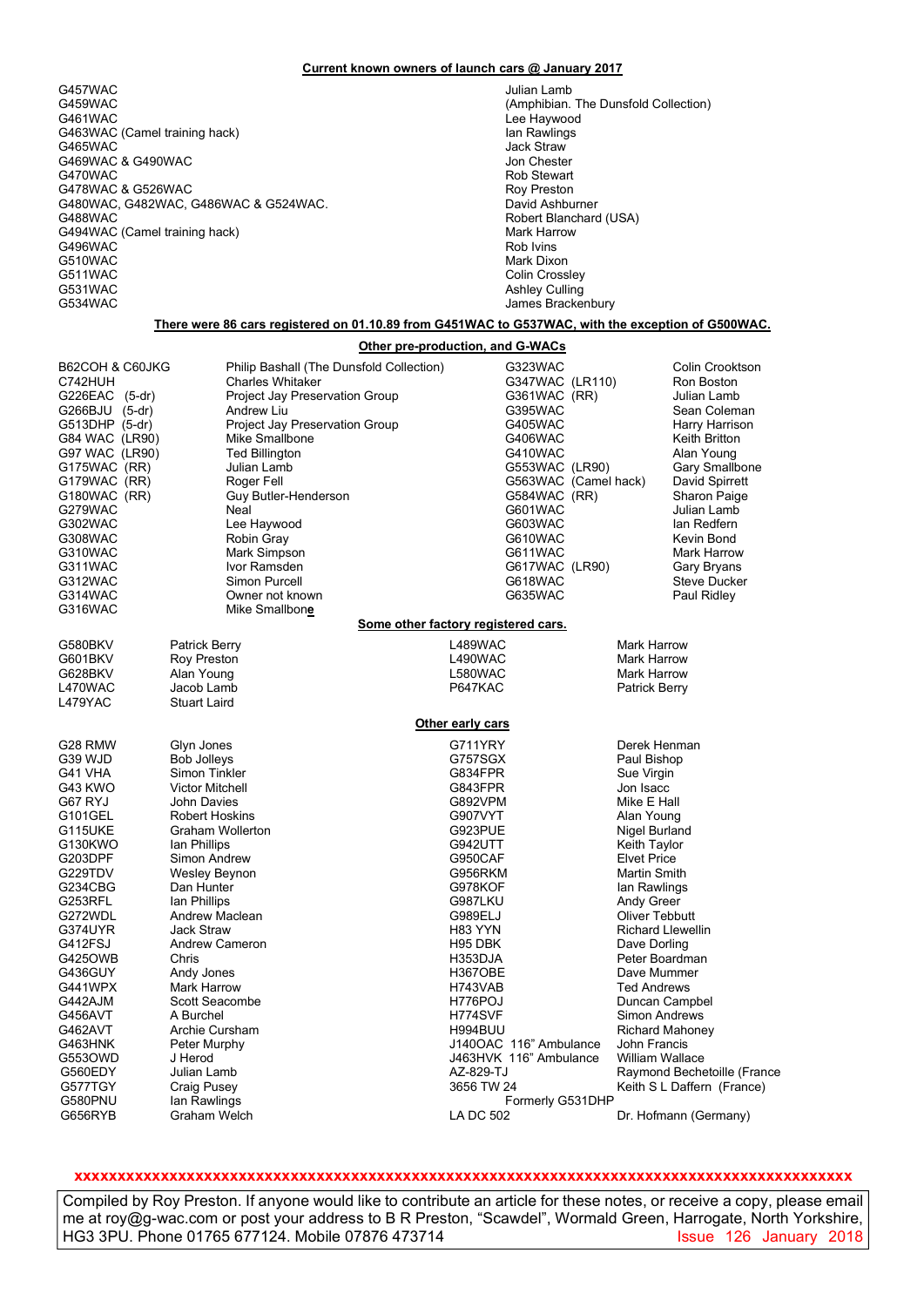**Current known owners of launch cars @ January 2017**

| | |
|---|---|
| G457WAC | Julian Lamb |
| G459WAC | (Amphibian. The Dunsfold Collection) |
| G461WAC | Lee Haywood |
| G463WAC (Camel training hack) | Ian Rawlings |
| G465WAC | Jack Straw |
| G469WAC & G490WAC | Jon Chester |
| G470WAC | Rob Stewart |
| G478WAC & G526WAC | Roy Preston |
| G480WAC, G482WAC, G486WAC & G524WAC. | David Ashburner |
| G488WAC | Robert Blanchard (USA) |
| G494WAC (Camel training hack) | Mark Harrow |
| G496WAC | Rob Ivins |
| G510WAC | Mark Dixon |
| G511WAC | Colin Crossley |
| G531WAC | Ashley Culling |
| G534WAC | James Brackenbury |

**There were 86 cars registered on 01.10.89 from G451WAC to G537WAC, with the exception of G500WAC.**

**Other pre-production, and G-WACs**

| | | | |
|---|---|---|---|
| B62COH & C60JKG | Philip Bashall (The Dunsfold Collection) | G323WAC | Colin Crookston |
| C742HUH | Charles Whitaker | G347WAC (LR110) | Ron Boston |
| G226EAC (5-dr) | Project Jay Preservation Group | G361WAC (RR) | Julian Lamb |
| G266BJU (5-dr) | Andrew Liu | G395WAC | Sean Coleman |
| G513DHP (5-dr) | Project Jay Preservation Group | G405WAC | Harry Harrison |
| G84 WAC (LR90) | Mike Smallbone | G406WAC | Keith Britton |
| G97 WAC (LR90) | Ted Billington | G410WAC | Alan Young |
| G175WAC (RR) | Julian Lamb | G553WAC (LR90) | Gary Smallbone |
| G179WAC (RR) | Roger Fell | G563WAC (Camel hack) | David Spirrett |
| G180WAC (RR) | Guy Butler-Henderson | G584WAC (RR) | Sharon Paige |
| G279WAC | Neal | G601WAC | Julian Lamb |
| G302WAC | Lee Haywood | G603WAC | Ian Redfern |
| G308WAC | Robin Gray | G610WAC | Kevin Bond |
| G310WAC | Mark Simpson | G611WAC | Mark Harrow |
| G311WAC | Ivor Ramsden | G617WAC (LR90) | Gary Bryans |
| G312WAC | Simon Purcell | G618WAC | Steve Ducker |
| G314WAC | Owner not known | G635WAC | Paul Ridley |
| G316WAC | Mike Smallbone | | |

**Some other factory registered cars.**

| | | | |
|---|---|---|---|
| G580BKV | Patrick Berry | L489WAC | Mark Harrow |
| G601BKV | Roy Preston | L490WAC | Mark Harrow |
| G628BKV | Alan Young | L580WAC | Mark Harrow |
| L470WAC | Jacob Lamb | P647KAC | Patrick Berry |
| L479YAC | Stuart Laird | | |

**Other early cars**

| | | | |
|---|---|---|---|
| G28 RMW | Glyn Jones | G711YRY | Derek Henman |
| G39 WJD | Bob Jolleys | G757SGX | Paul Bishop |
| G41 VHA | Simon Tinkler | G834FPR | Sue Virgin |
| G43 KWO | Victor Mitchell | G843FPR | Jon Isacc |
| G67 RYJ | John Davies | G892VPM | Mike E Hall |
| G101GEL | Robert Hoskins | G907VYT | Alan Young |
| G115UKE | Graham Wollerton | G923PUE | Nigel Burland |
| G130KWO | Ian Phillips | G942UTT | Keith Taylor |
| G203DPF | Simon Andrew | G950CAF | Elvet Price |
| G229TDV | Wesley Beynon | G956RKM | Martin Smith |
| G234CBG | Dan Hunter | G978KOF | Ian Rawlings |
| G253RFL | Ian Phillips | G987LKU | Andy Greer |
| G272WDL | Andrew Maclean | G989ELJ | Oliver Tebbutt |
| G374UYR | Jack Straw | H83 YYN | Richard Llewellin |
| G412FSJ | Andrew Cameron | H95 DBK | Dave Dorling |
| G425OWB | Chris | H353DJA | Peter Boardman |
| G436GUY | Andy Jones | H367OBE | Dave Mummer |
| G441WPX | Mark Harrow | H743VAB | Ted Andrews |
| G442AJM | Scott Seacombe | H776POJ | Duncan Campbel |
| G456AVT | A Burchel | H774SVF | Simon Andrews |
| G462AVT | Archie Cursham | H994BUU | Richard Mahoney |
| G463HNK | Peter Murphy | J140OAC 116" Ambulance | John Francis |
| G553OWD | J Herod | J463HVK 116" Ambulance | William Wallace |
| G560EDY | Julian Lamb | AZ-829-TJ | Raymond Bechetoille (France |
| G577TGY | Craig Pusey | 3656 TW 24 | Keith S L Daffern (France) |
| G580PNU | Ian Rawlings | Formerly G531DHP | |
| G656RYB | Graham Welch | LA DC 502 | Dr. Hofmann (Germany) |

xxxxxxxxxxxxxxxxxxxxxxxxxxxxxxxxxxxxxxxxxxxxxxxxxxxxxxxxxxxxxxxxxxxxxxxxxxxxxxxxxxxxxxxxxxx

Compiled by Roy Preston. If anyone would like to contribute an article for these notes, or receive a copy, please email me at roy@g-wac.com or post your address to B R Preston, "Scawdel", Wormald Green, Harrogate, North Yorkshire, HG3 3PU. Phone 01765 677124. Mobile 07876 473714 Issue 126 January 2018